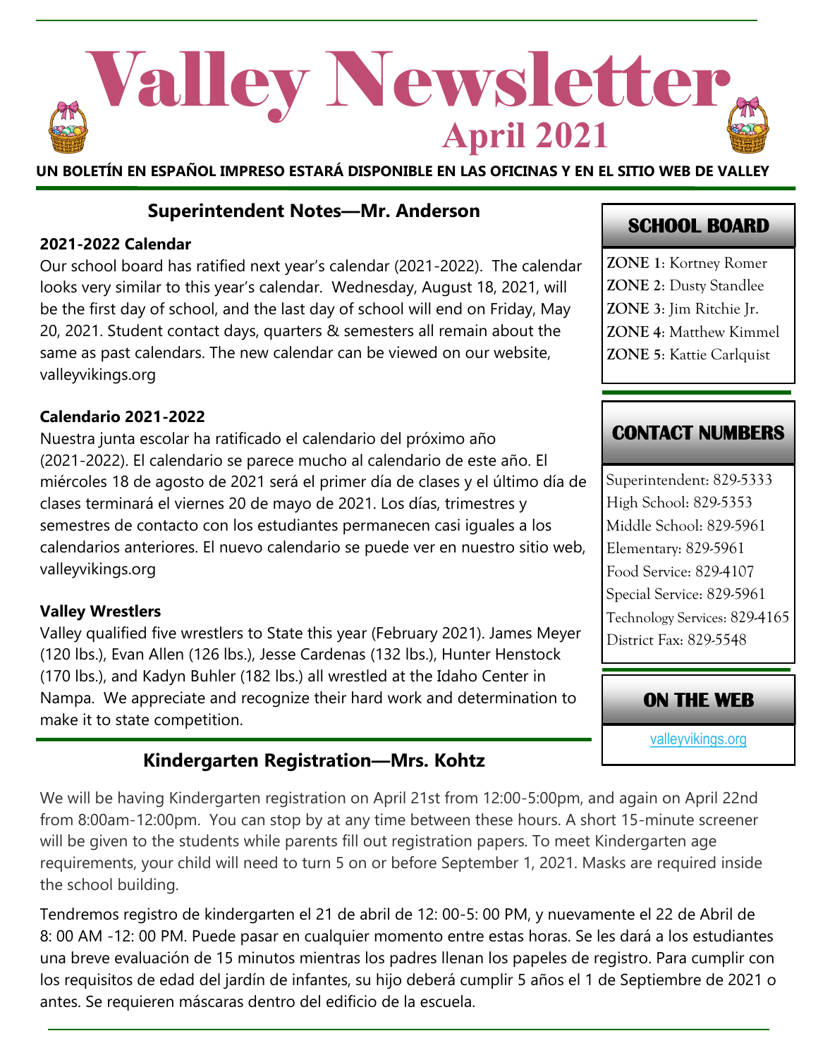# Valley Newsletter

**April 2021**

**UN BOLETÍN EN ESPAÑOL IMPRESO ESTARÁ DISPONIBLE EN LAS OFICINAS Y EN EL SITIO WEB DE VALLEY**

## Superintendent Notes—Mr. Anderson

### 2021-2022 Calendar

Our school board has ratified next year's calendar (2021-2022). The calendar looks very similar to this year's calendar. Wednesday, August 18, 2021, will be the first day of school, and the last day of school will end on Friday, May 20, 2021. Student contact days, quarters & semesters all remain about the same as past calendars. The new calendar can be viewed on our website, valleyvikings.org

### Calendario 2021-2022

Nuestra junta escolar ha ratificado el calendario del próximo año (2021-2022). El calendario se parece mucho al calendario de este año. El miércoles 18 de agosto de 2021 será el primer día de clases y el último día de clases terminará el viernes 20 de mayo de 2021. Los días, trimestres y semestres de contacto con los estudiantes permanecen casi iguales a los calendarios anteriores. El nuevo calendario se puede ver en nuestro sitio web, valleyvikings.org

### Valley Wrestlers

Valley qualified five wrestlers to State this year (February 2021). James Meyer (120 lbs.), Evan Allen (126 lbs.), Jesse Cardenas (132 lbs.), Hunter Henstock (170 lbs.), and Kadyn Buhler (182 lbs.) all wrestled at the Idaho Center in Nampa. We appreciate and recognize their hard work and determination to make it to state competition.

## SCHOOL BOARD

**ZONE 1**: Kortney Romer
**ZONE 2**: Dusty Standlee
**ZONE 3**: Jim Ritchie Jr.
**ZONE 4**: Matthew Kimmel
**ZONE 5**: Kattie Carlquist

## CONTACT NUMBERS

Superintendent: 829-5333
High School: 829-5353
Middle School: 829-5961
Elementary: 829-5961
Food Service: 829-4107
Special Service: 829-5961
Technology Services: 829-4165
District Fax: 829-5548

## ON THE WEB

valleyvikings.org

## Kindergarten Registration—Mrs. Kohtz

We will be having Kindergarten registration on April 21st from 12:00-5:00pm, and again on April 22nd from 8:00am-12:00pm. You can stop by at any time between these hours. A short 15-minute screener will be given to the students while parents fill out registration papers. To meet Kindergarten age requirements, your child will need to turn 5 on or before September 1, 2021. Masks are required inside the school building.

Tendremos registro de kindergarten el 21 de abril de 12: 00-5: 00 PM, y nuevamente el 22 de Abril de 8: 00 AM -12: 00 PM. Puede pasar en cualquier momento entre estas horas. Se les dará a los estudiantes una breve evaluación de 15 minutos mientras los padres llenan los papeles de registro. Para cumplir con los requisitos de edad del jardín de infantes, su hijo deberá cumplir 5 años el 1 de Septiembre de 2021 o antes. Se requieren máscaras dentro del edificio de la escuela.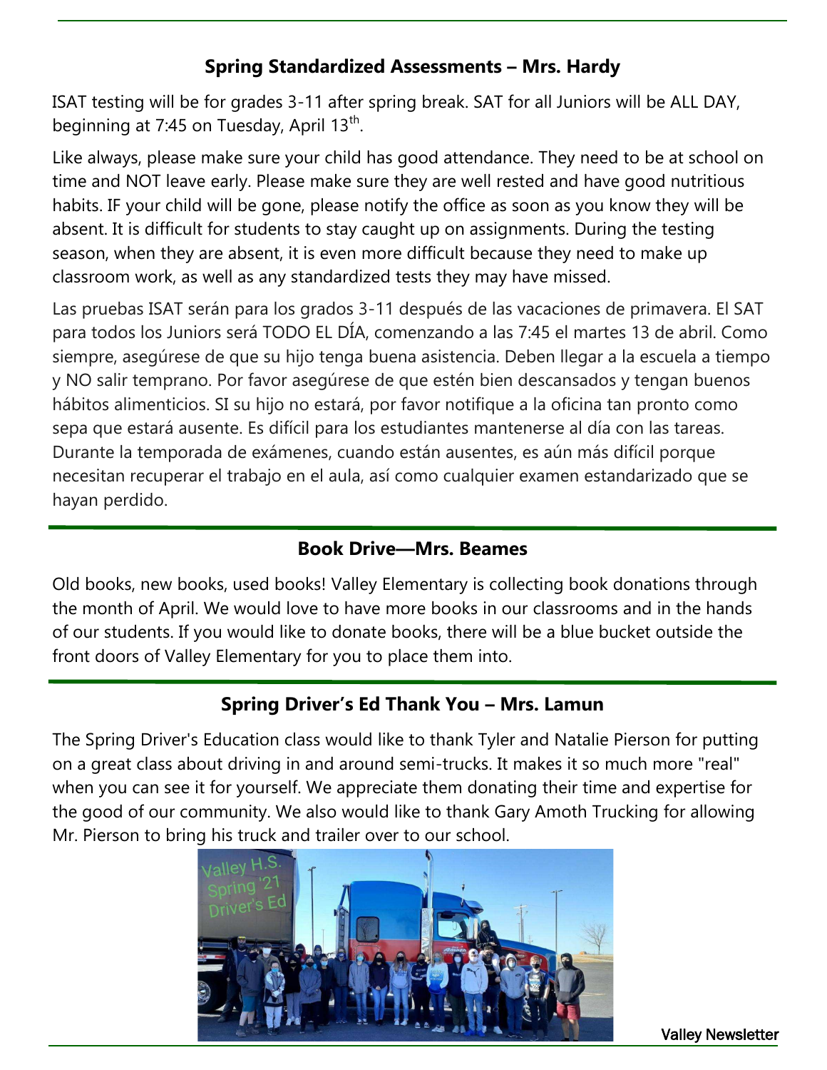## Spring Standardized Assessments – Mrs. Hardy

ISAT testing will be for grades 3-11 after spring break. SAT for all Juniors will be ALL DAY, beginning at 7:45 on Tuesday, April 13th.

Like always, please make sure your child has good attendance. They need to be at school on time and NOT leave early. Please make sure they are well rested and have good nutritious habits. IF your child will be gone, please notify the office as soon as you know they will be absent. It is difficult for students to stay caught up on assignments. During the testing season, when they are absent, it is even more difficult because they need to make up classroom work, as well as any standardized tests they may have missed.

Las pruebas ISAT serán para los grados 3-11 después de las vacaciones de primavera. El SAT para todos los Juniors será TODO EL DÍA, comenzando a las 7:45 el martes 13 de abril. Como siempre, asegúrese de que su hijo tenga buena asistencia. Deben llegar a la escuela a tiempo y NO salir temprano. Por favor asegúrese de que estén bien descansados y tengan buenos hábitos alimenticios. SI su hijo no estará, por favor notifique a la oficina tan pronto como sepa que estará ausente. Es difícil para los estudiantes mantenerse al día con las tareas. Durante la temporada de exámenes, cuando están ausentes, es aún más difícil porque necesitan recuperar el trabajo en el aula, así como cualquier examen estandarizado que se hayan perdido.

## Book Drive—Mrs. Beames

Old books, new books, used books! Valley Elementary is collecting book donations through the month of April. We would love to have more books in our classrooms and in the hands of our students. If you would like to donate books, there will be a blue bucket outside the front doors of Valley Elementary for you to place them into.

## Spring Driver's Ed Thank You – Mrs. Lamun

The Spring Driver's Education class would like to thank Tyler and Natalie Pierson for putting on a great class about driving in and around semi-trucks. It makes it so much more "real" when you can see it for yourself. We appreciate them donating their time and expertise for the good of our community. We also would like to thank Gary Amoth Trucking for allowing Mr. Pierson to bring his truck and trailer over to our school.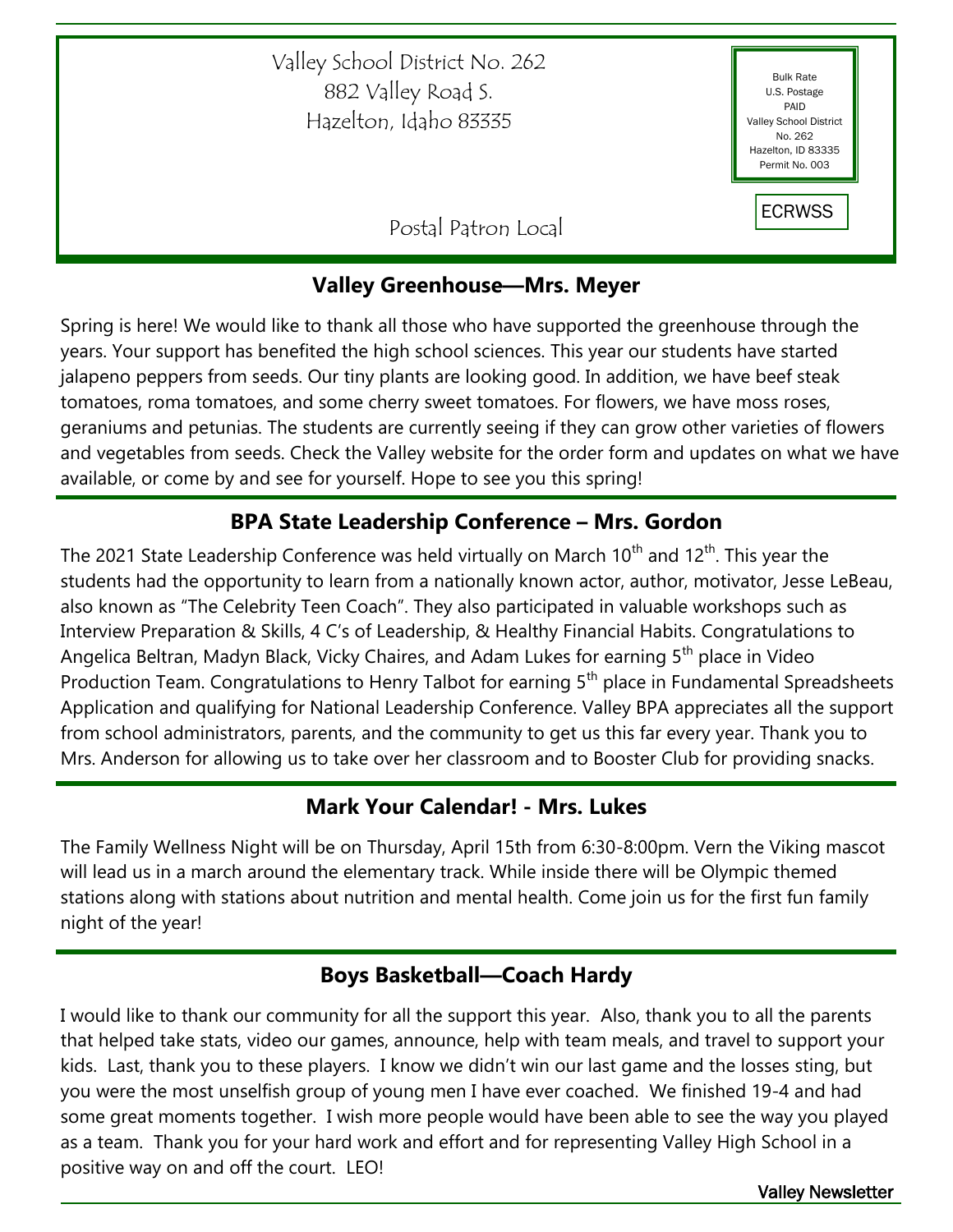Valley School District No. 262
882 Valley Road S.
Hazelton, Idaho 83335

Bulk Rate
U.S. Postage
PAID
Valley School District
No. 262
Hazelton, ID 83335
Permit No. 003

ECRWSS

Postal Patron Local

## Valley Greenhouse—Mrs. Meyer

Spring is here! We would like to thank all those who have supported the greenhouse through the years. Your support has benefited the high school sciences. This year our students have started jalapeno peppers from seeds. Our tiny plants are looking good. In addition, we have beef steak tomatoes, roma tomatoes, and some cherry sweet tomatoes. For flowers, we have moss roses, geraniums and petunias. The students are currently seeing if they can grow other varieties of flowers and vegetables from seeds. Check the Valley website for the order form and updates on what we have available, or come by and see for yourself. Hope to see you this spring!

## BPA State Leadership Conference – Mrs. Gordon

The 2021 State Leadership Conference was held virtually on March 10th and 12th. This year the students had the opportunity to learn from a nationally known actor, author, motivator, Jesse LeBeau, also known as "The Celebrity Teen Coach". They also participated in valuable workshops such as Interview Preparation & Skills, 4 C's of Leadership, & Healthy Financial Habits. Congratulations to Angelica Beltran, Madyn Black, Vicky Chaires, and Adam Lukes for earning 5th place in Video Production Team. Congratulations to Henry Talbot for earning 5th place in Fundamental Spreadsheets Application and qualifying for National Leadership Conference. Valley BPA appreciates all the support from school administrators, parents, and the community to get us this far every year. Thank you to Mrs. Anderson for allowing us to take over her classroom and to Booster Club for providing snacks.

## Mark Your Calendar! - Mrs. Lukes

The Family Wellness Night will be on Thursday, April 15th from 6:30-8:00pm. Vern the Viking mascot will lead us in a march around the elementary track. While inside there will be Olympic themed stations along with stations about nutrition and mental health. Come join us for the first fun family night of the year!

## Boys Basketball—Coach Hardy

I would like to thank our community for all the support this year. Also, thank you to all the parents that helped take stats, video our games, announce, help with team meals, and travel to support your kids. Last, thank you to these players. I know we didn't win our last game and the losses sting, but you were the most unselfish group of young men I have ever coached. We finished 19-4 and had some great moments together. I wish more people would have been able to see the way you played as a team. Thank you for your hard work and effort and for representing Valley High School in a positive way on and off the court. LEO!